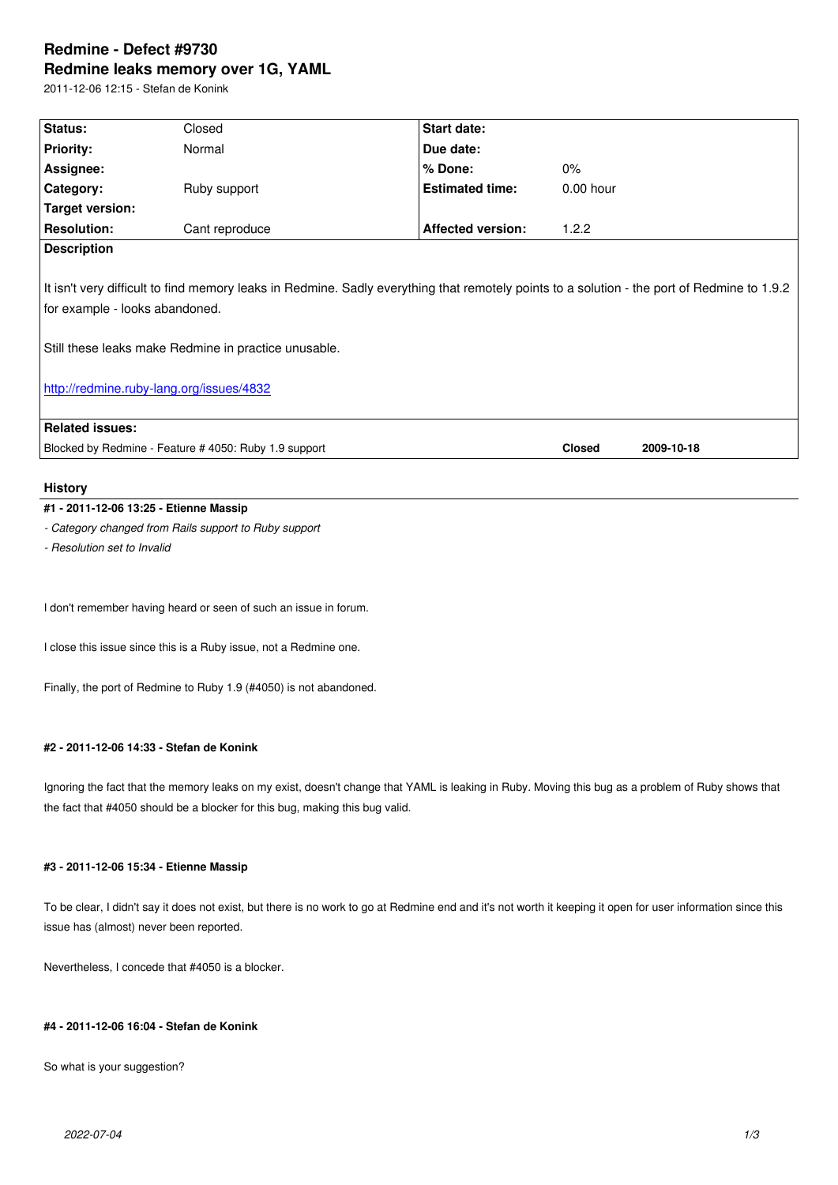# Redmine - Defect #9730
## Redmine leaks memory over 1G, YAML

2011-12-06 12:15 - Stefan de Konink

| Status: | Closed | Start date: | |
|---|---|---|---|
| Priority: | Normal | Due date: | |
| Assignee: | | % Done: | 0% |
| Category: | Ruby support | Estimated time: | 0.00 hour |
| Target version: | | | |
| Resolution: | Cant reproduce | Affected version: | 1.2.2 |

**Description**

It isn't very difficult to find memory leaks in Redmine. Sadly everything that remotely points to a solution - the port of Redmine to 1.9.2 for example - looks abandoned.

Still these leaks make Redmine in practice unusable.

http://redmine.ruby-lang.org/issues/4832

**Related issues:**

| | | |
|---|---|---|
| Blocked by Redmine - Feature # 4050: Ruby 1.9 support | Closed | 2009-10-18 |

## History

#### #1 - 2011-12-06 13:25 - Etienne Massip

*- Category changed from Rails support to Ruby support*

*- Resolution set to Invalid*

I don't remember having heard or seen of such an issue in forum.

I close this issue since this is a Ruby issue, not a Redmine one.

Finally, the port of Redmine to Ruby 1.9 (#4050) is not abandoned.

#### #2 - 2011-12-06 14:33 - Stefan de Konink

Ignoring the fact that the memory leaks on my exist, doesn't change that YAML is leaking in Ruby. Moving this bug as a problem of Ruby shows that the fact that #4050 should be a blocker for this bug, making this bug valid.

#### #3 - 2011-12-06 15:34 - Etienne Massip

To be clear, I didn't say it does not exist, but there is no work to go at Redmine end and it's not worth it keeping it open for user information since this issue has (almost) never been reported.

Nevertheless, I concede that #4050 is a blocker.

#### #4 - 2011-12-06 16:04 - Stefan de Konink

So what is your suggestion?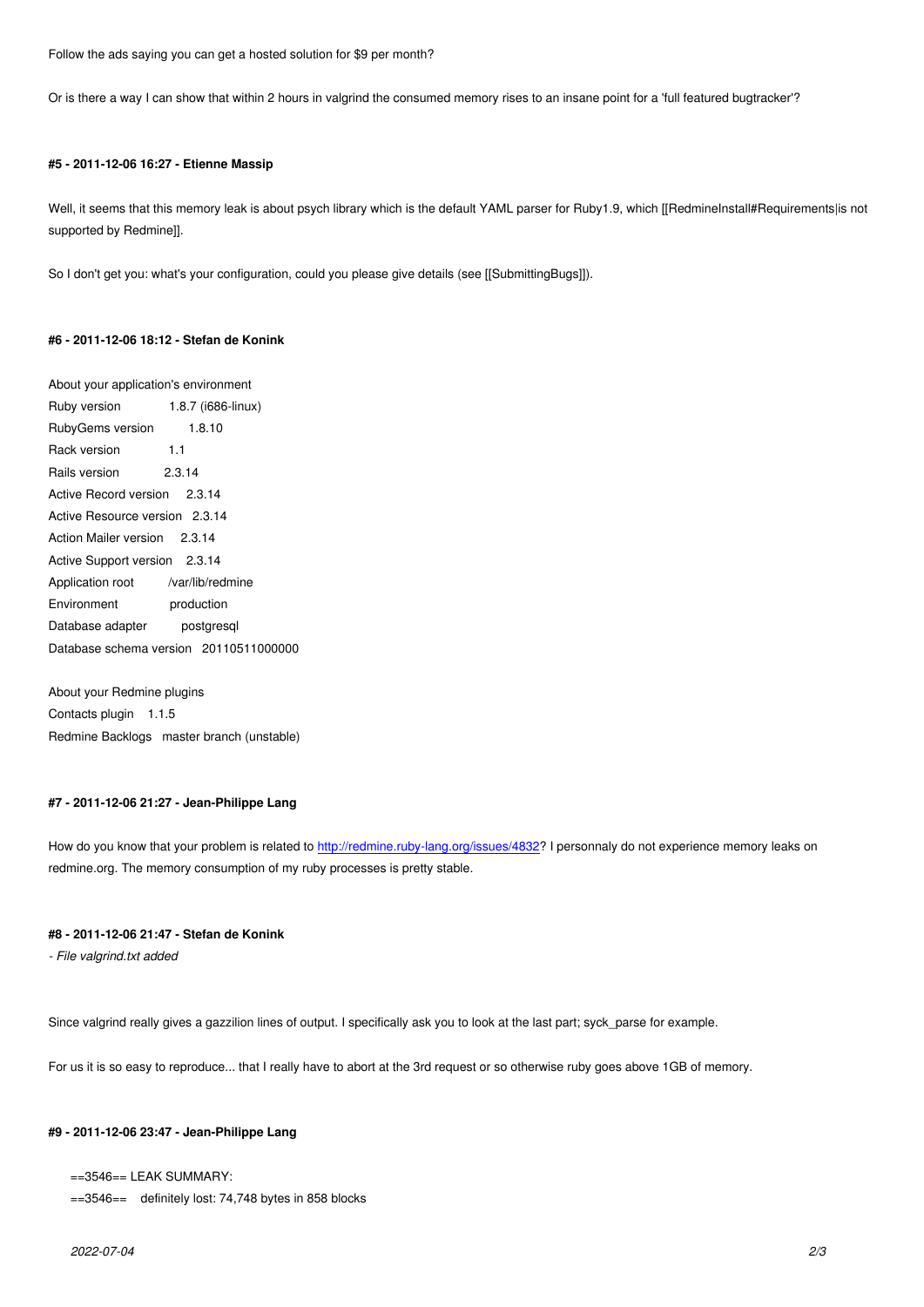Follow the ads saying you can get a hosted solution for $9 per month?

Or is there a way I can show that within 2 hours in valgrind the consumed memory rises to an insane point for a 'full featured bugtracker'?

#### #5 - 2011-12-06 16:27 - Etienne Massip

Well, it seems that this memory leak is about psych library which is the default YAML parser for Ruby1.9, which [[RedmineInstall#Requirements|is not supported by Redmine]].

So I don't get you: what's your configuration, could you please give details (see [[SubmittingBugs]]).

#### #6 - 2011-12-06 18:12 - Stefan de Konink

About your application's environment
Ruby version 1.8.7 (i686-linux)
RubyGems version 1.8.10
Rack version 1.1
Rails version 2.3.14
Active Record version 2.3.14
Active Resource version 2.3.14
Action Mailer version 2.3.14
Active Support version 2.3.14
Application root /var/lib/redmine
Environment production
Database adapter postgresql
Database schema version 20110511000000

About your Redmine plugins
Contacts plugin 1.1.5
Redmine Backlogs master branch (unstable)

#### #7 - 2011-12-06 21:27 - Jean-Philippe Lang

How do you know that your problem is related to http://redmine.ruby-lang.org/issues/4832? I personnaly do not experience memory leaks on redmine.org. The memory consumption of my ruby processes is pretty stable.

#### #8 - 2011-12-06 21:47 - Stefan de Konink

*- File valgrind.txt added*

Since valgrind really gives a gazzilion lines of output. I specifically ask you to look at the last part; syck_parse for example.

For us it is so easy to reproduce... that I really have to abort at the 3rd request or so otherwise ruby goes above 1GB of memory.

#### #9 - 2011-12-06 23:47 - Jean-Philippe Lang

```
==3546== LEAK SUMMARY:
==3546==    definitely lost: 74,748 bytes in 858 blocks
```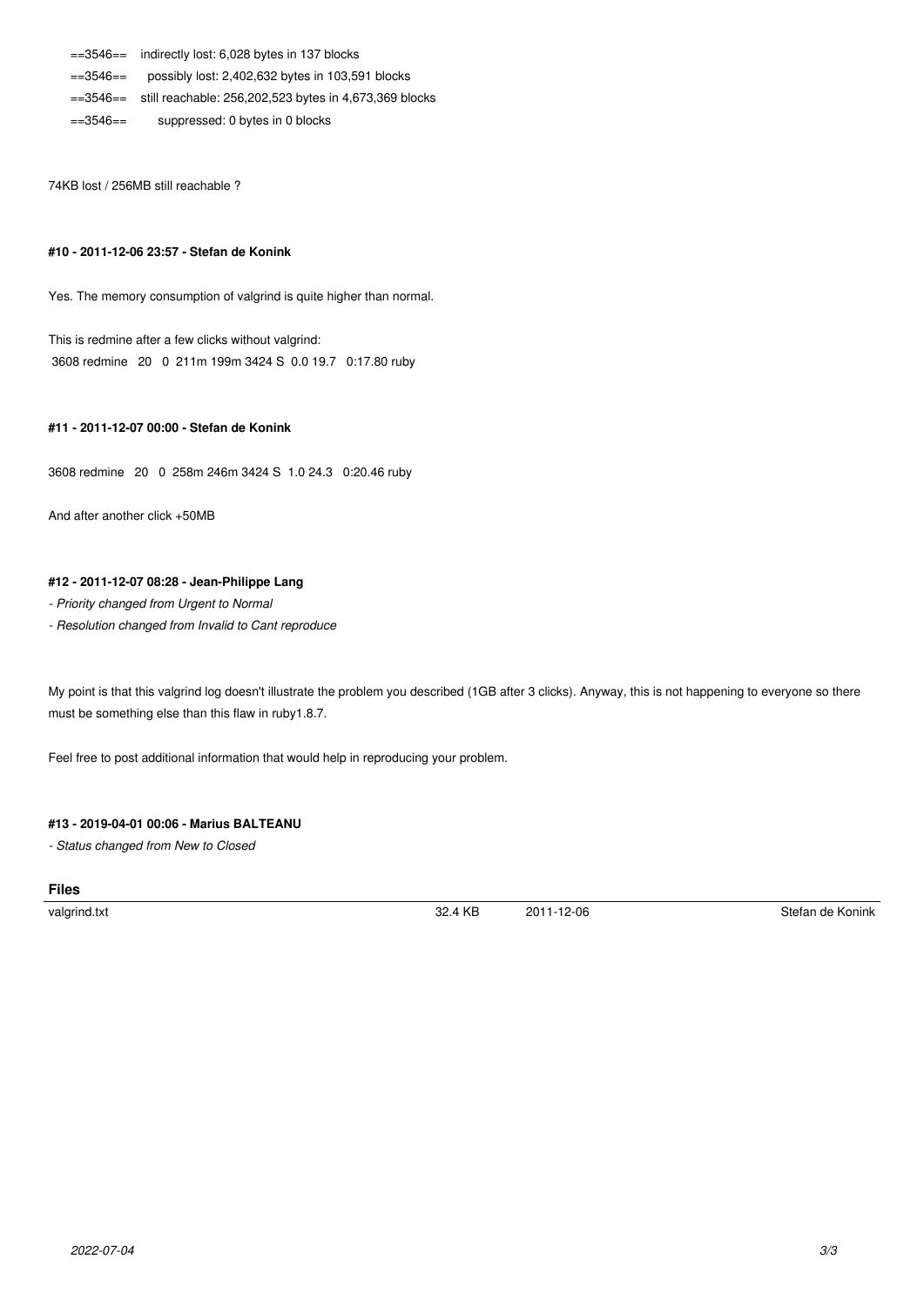```
==3546==    indirectly lost: 6,028 bytes in 137 blocks
==3546==      possibly lost: 2,402,632 bytes in 103,591 blocks
==3546==    still reachable: 256,202,523 bytes in 4,673,369 blocks
==3546==         suppressed: 0 bytes in 0 blocks
```

74KB lost / 256MB still reachable ?

#### #10 - 2011-12-06 23:57 - Stefan de Konink

Yes. The memory consumption of valgrind is quite higher than normal.

This is redmine after a few clicks without valgrind:

```
3608 redmine   20   0  211m 199m 3424 S  0.0 19.7   0:17.80 ruby
```

#### #11 - 2011-12-07 00:00 - Stefan de Konink

```
3608 redmine   20   0  258m 246m 3424 S  1.0 24.3   0:20.46 ruby
```

And after another click +50MB

#### #12 - 2011-12-07 08:28 - Jean-Philippe Lang

- *Priority changed from Urgent to Normal*
- *Resolution changed from Invalid to Cant reproduce*

My point is that this valgrind log doesn't illustrate the problem you described (1GB after 3 clicks). Anyway, this is not happening to everyone so there must be something else than this flaw in ruby1.8.7.

Feel free to post additional information that would help in reproducing your problem.

#### #13 - 2019-04-01 00:06 - Marius BALTEANU

- *Status changed from New to Closed*

### Files

| | | | |
|---|---|---|---|
| valgrind.txt | 32.4 KB | 2011-12-06 | Stefan de Konink |